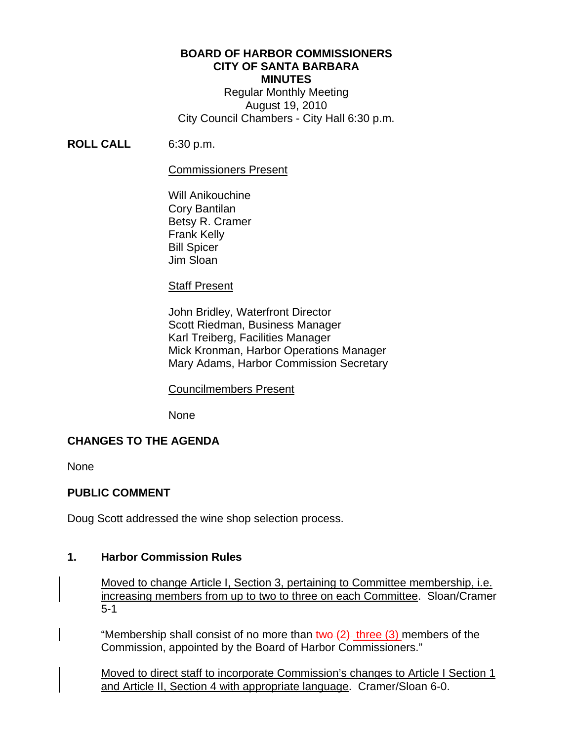**BOARD OF HARBOR COMMISSIONERS**
**CITY OF SANTA BARBARA**
**MINUTES**
Regular Monthly Meeting
August 19, 2010
City Council Chambers - City Hall 6:30 p.m.

**ROLL CALL** 6:30 p.m.

Commissioners Present

Will Anikouchine
Cory Bantilan
Betsy R. Cramer
Frank Kelly
Bill Spicer
Jim Sloan

Staff Present

John Bridley, Waterfront Director
Scott Riedman, Business Manager
Karl Treiberg, Facilities Manager
Mick Kronman, Harbor Operations Manager
Mary Adams, Harbor Commission Secretary

Councilmembers Present

None

## CHANGES TO THE AGENDA

None

## PUBLIC COMMENT

Doug Scott addressed the wine shop selection process.

## 1. Harbor Commission Rules

Moved to change Article I, Section 3, pertaining to Committee membership, i.e. increasing members from up to two to three on each Committee. Sloan/Cramer 5-1

"Membership shall consist of no more than ~~two (2)~~ three (3) members of the Commission, appointed by the Board of Harbor Commissioners."

Moved to direct staff to incorporate Commission's changes to Article I Section 1 and Article II, Section 4 with appropriate language. Cramer/Sloan 6-0.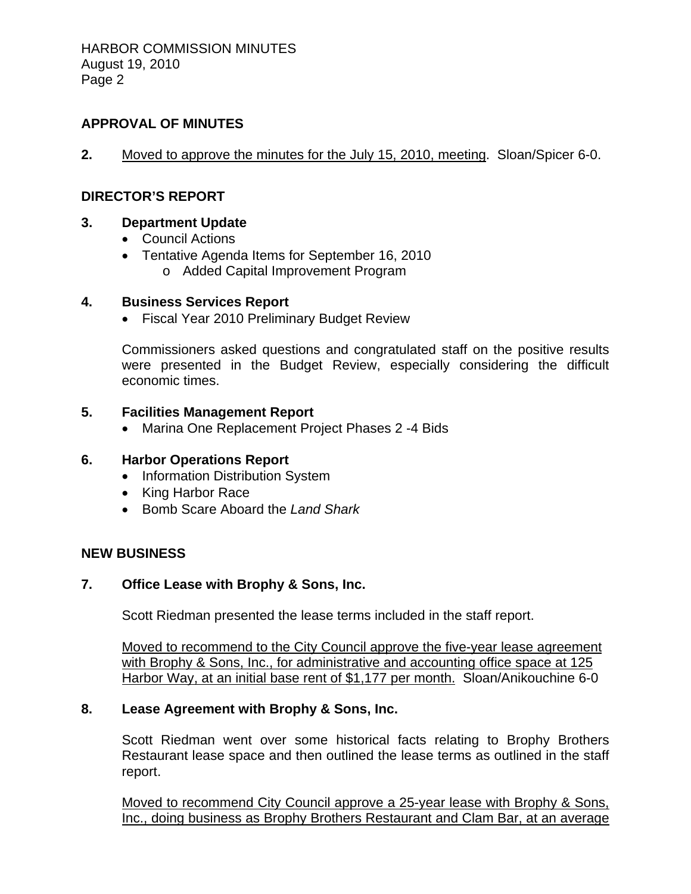## APPROVAL OF MINUTES

**2.** Moved to approve the minutes for the July 15, 2010, meeting. Sloan/Spicer 6-0.

## DIRECTOR'S REPORT

### 3. Department Update

- Council Actions
- Tentative Agenda Items for September 16, 2010
  - o Added Capital Improvement Program

### 4. Business Services Report

- Fiscal Year 2010 Preliminary Budget Review

Commissioners asked questions and congratulated staff on the positive results were presented in the Budget Review, especially considering the difficult economic times.

### 5. Facilities Management Report

- Marina One Replacement Project Phases 2 -4 Bids

### 6. Harbor Operations Report

- Information Distribution System
- King Harbor Race
- Bomb Scare Aboard the *Land Shark*

## NEW BUSINESS

### 7. Office Lease with Brophy & Sons, Inc.

Scott Riedman presented the lease terms included in the staff report.

Moved to recommend to the City Council approve the five-year lease agreement with Brophy & Sons, Inc., for administrative and accounting office space at 125 Harbor Way, at an initial base rent of $1,177 per month. Sloan/Anikouchine 6-0

### 8. Lease Agreement with Brophy & Sons, Inc.

Scott Riedman went over some historical facts relating to Brophy Brothers Restaurant lease space and then outlined the lease terms as outlined in the staff report.

Moved to recommend City Council approve a 25-year lease with Brophy & Sons, Inc., doing business as Brophy Brothers Restaurant and Clam Bar, at an average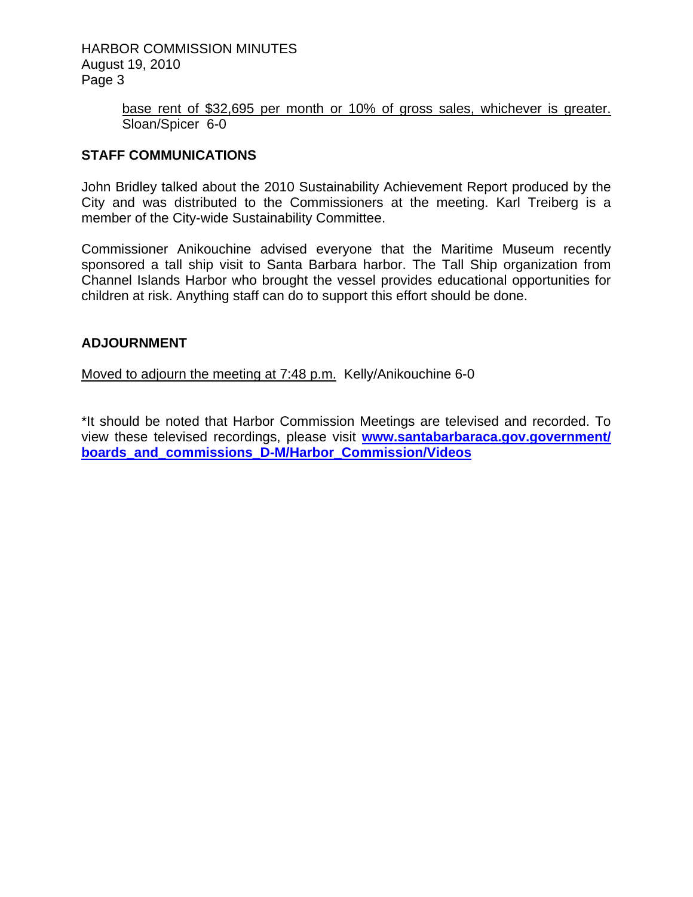base rent of $32,695 per month or 10% of gross sales, whichever is greater. Sloan/Spicer 6-0

## STAFF COMMUNICATIONS

John Bridley talked about the 2010 Sustainability Achievement Report produced by the City and was distributed to the Commissioners at the meeting. Karl Treiberg is a member of the City-wide Sustainability Committee.

Commissioner Anikouchine advised everyone that the Maritime Museum recently sponsored a tall ship visit to Santa Barbara harbor. The Tall Ship organization from Channel Islands Harbor who brought the vessel provides educational opportunities for children at risk. Anything staff can do to support this effort should be done.

## ADJOURNMENT

Moved to adjourn the meeting at 7:48 p.m. Kelly/Anikouchine 6-0

*It should be noted that Harbor Commission Meetings are televised and recorded. To view these televised recordings, please visit **www.santabarbaraca.gov.government/boards_and_commissions_D-M/Harbor_Commission/Videos**